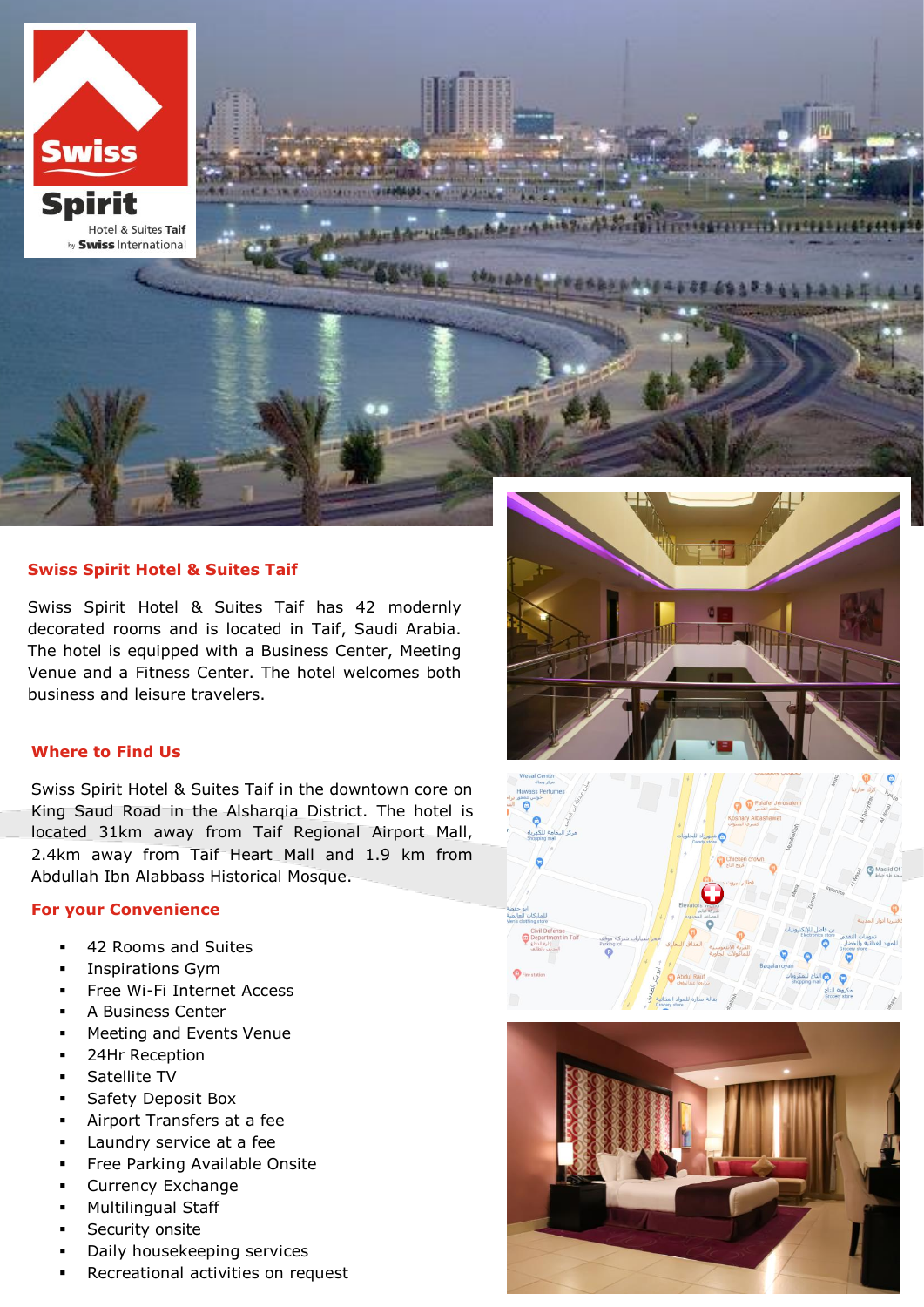## Swiss Spirit Hotel & Suites Taif

Swiss Spirit Hotel & Suites Taif has 42 modernly decorated rooms and is located in Taif, Saudi Arabia. The hotel is equipped with a Business Center, Meeting Venue and a Fitness Center. The hotel welcomes both business and leisure travelers.

## Where to Find Us

Swiss Spirit Hotel & Suites Taif in the downtown core on King Saud Road in the Alsharqia District. The hotel is located 31km away from Taif Regional Airport Mall, 2.4km away from Taif Heart Mall and 1.9 km from Abdullah Ibn Alabbass Historical Mosque.

## For your Convenience

- 42 Rooms and Suites
- Inspirations Gym
- Free Wi-Fi Internet Access
- A Business Center
- Meeting and Events Venue
- 24Hr Reception
- Satellite TV
- Safety Deposit Box
- Airport Transfers at a fee
- Laundry service at a fee
- Free Parking Available Onsite
- Currency Exchange
- Multilingual Staff
- Security onsite
- Daily housekeeping services
- Recreational activities on request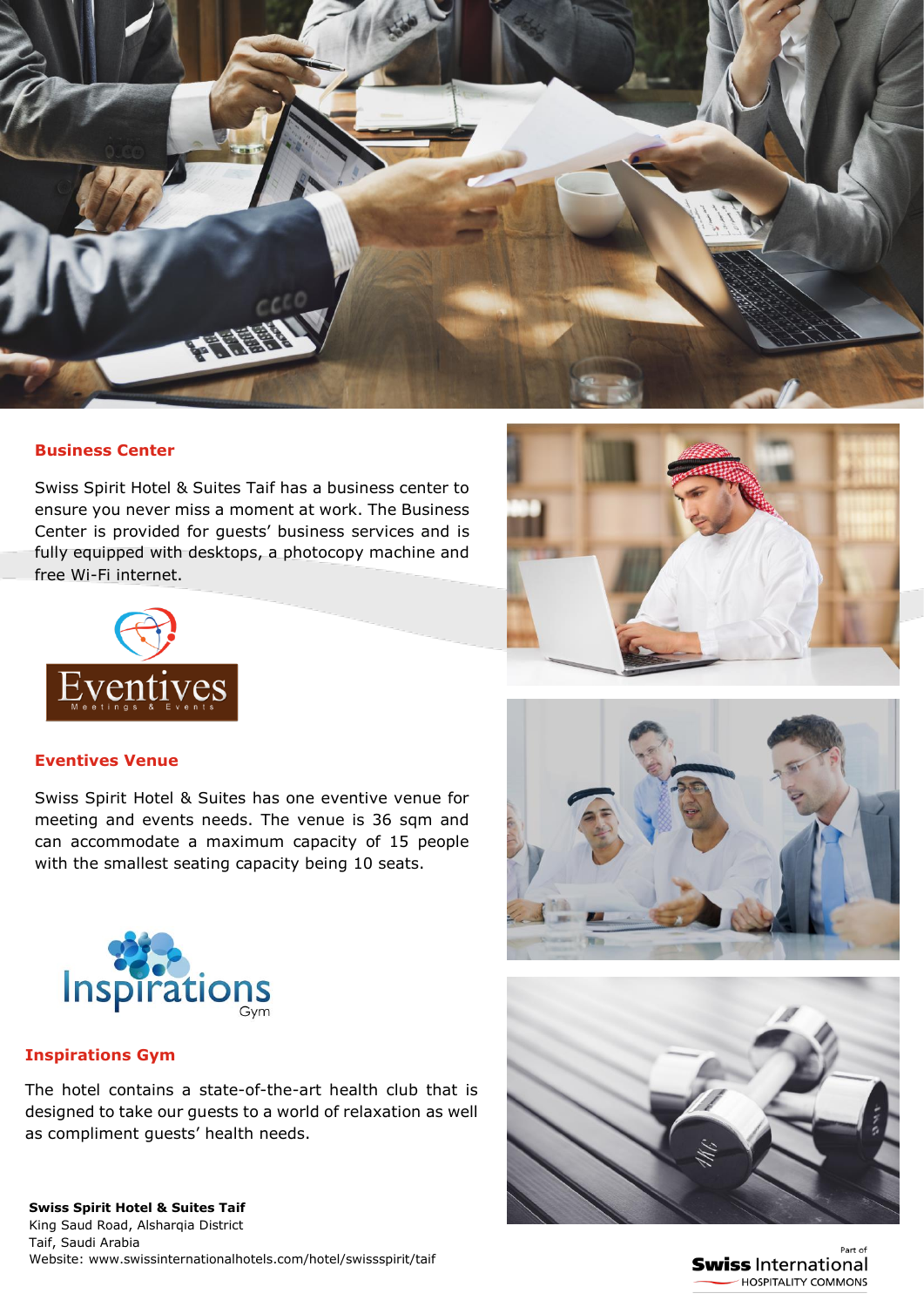## Business Center

Swiss Spirit Hotel & Suites Taif has a business center to ensure you never miss a moment at work. The Business Center is provided for guests' business services and is fully equipped with desktops, a photocopy machine and free Wi-Fi internet.

Eventives
Meetings & Events

## Eventives Venue

Swiss Spirit Hotel & Suites has one eventive venue for meeting and events needs. The venue is 36 sqm and can accommodate a maximum capacity of 15 people with the smallest seating capacity being 10 seats.

Inspirations
Gym

## Inspirations Gym

The hotel contains a state-of-the-art health club that is designed to take our guests to a world of relaxation as well as compliment guests' health needs.

**Swiss Spirit Hotel & Suites Taif**
King Saud Road, Alsharqia District
Taif, Saudi Arabia
Website: www.swissinternationalhotels.com/hotel/swissspirit/taif

Part of
Swiss International
HOSPITALITY COMMONS